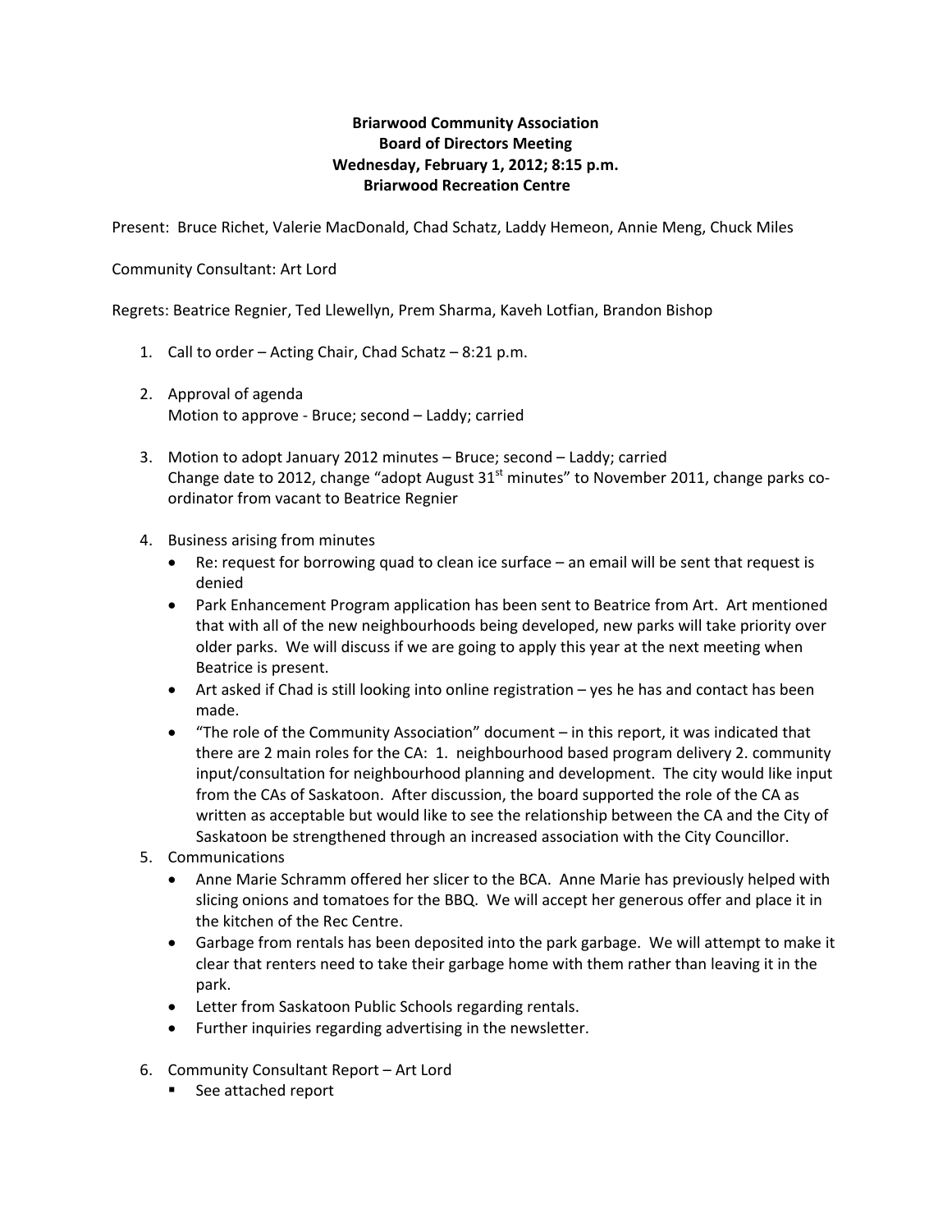**Briarwood Community Association**
**Board of Directors Meeting**
**Wednesday, February 1, 2012; 8:15 p.m.**
**Briarwood Recreation Centre**

Present: Bruce Richet, Valerie MacDonald, Chad Schatz, Laddy Hemeon, Annie Meng, Chuck Miles

Community Consultant: Art Lord

Regrets: Beatrice Regnier, Ted Llewellyn, Prem Sharma, Kaveh Lotfian, Brandon Bishop

1. Call to order – Acting Chair, Chad Schatz – 8:21 p.m.

2. Approval of agenda
   Motion to approve - Bruce; second – Laddy; carried

3. Motion to adopt January 2012 minutes – Bruce; second – Laddy; carried
   Change date to 2012, change "adopt August 31st minutes" to November 2011, change parks co-ordinator from vacant to Beatrice Regnier

4. Business arising from minutes
   - Re: request for borrowing quad to clean ice surface – an email will be sent that request is denied
   - Park Enhancement Program application has been sent to Beatrice from Art. Art mentioned that with all of the new neighbourhoods being developed, new parks will take priority over older parks. We will discuss if we are going to apply this year at the next meeting when Beatrice is present.
   - Art asked if Chad is still looking into online registration – yes he has and contact has been made.
   - "The role of the Community Association" document – in this report, it was indicated that there are 2 main roles for the CA: 1. neighbourhood based program delivery 2. community input/consultation for neighbourhood planning and development. The city would like input from the CAs of Saskatoon. After discussion, the board supported the role of the CA as written as acceptable but would like to see the relationship between the CA and the City of Saskatoon be strengthened through an increased association with the City Councillor.

5. Communications
   - Anne Marie Schramm offered her slicer to the BCA. Anne Marie has previously helped with slicing onions and tomatoes for the BBQ. We will accept her generous offer and place it in the kitchen of the Rec Centre.
   - Garbage from rentals has been deposited into the park garbage. We will attempt to make it clear that renters need to take their garbage home with them rather than leaving it in the park.
   - Letter from Saskatoon Public Schools regarding rentals.
   - Further inquiries regarding advertising in the newsletter.

6. Community Consultant Report – Art Lord
   - See attached report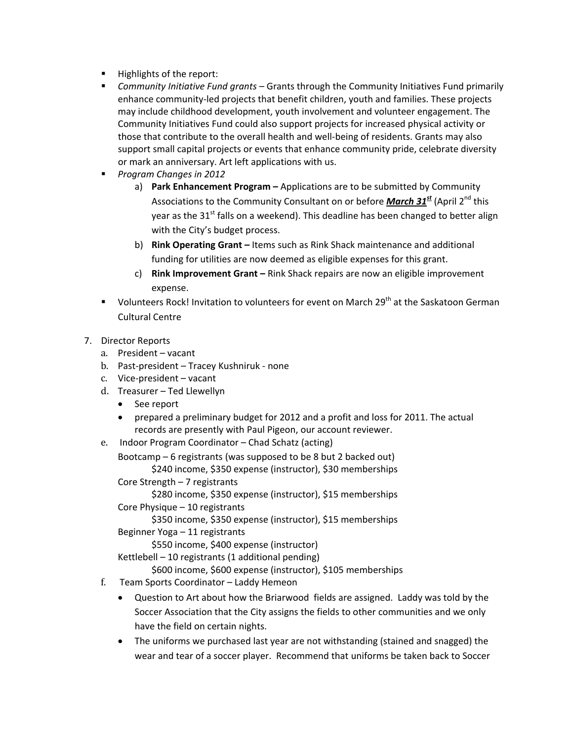- Highlights of the report:
- *Community Initiative Fund grants* – Grants through the Community Initiatives Fund primarily enhance community-led projects that benefit children, youth and families. These projects may include childhood development, youth involvement and volunteer engagement. The Community Initiatives Fund could also support projects for increased physical activity or those that contribute to the overall health and well-being of residents. Grants may also support small capital projects or events that enhance community pride, celebrate diversity or mark an anniversary. Art left applications with us.
- *Program Changes in 2012*
    a) **Park Enhancement Program –** Applications are to be submitted by Community Associations to the Community Consultant on or before ***March 31st*** (April 2nd this year as the 31st falls on a weekend). This deadline has been changed to better align with the City's budget process.
    b) **Rink Operating Grant –** Items such as Rink Shack maintenance and additional funding for utilities are now deemed as eligible expenses for this grant.
    c) **Rink Improvement Grant –** Rink Shack repairs are now an eligible improvement expense.
- Volunteers Rock! Invitation to volunteers for event on March 29th at the Saskatoon German Cultural Centre

7. Director Reports
    a. President – vacant
    b. Past-president – Tracey Kushniruk - none
    c. Vice-president – vacant
    d. Treasurer – Ted Llewellyn
        - See report
        - prepared a preliminary budget for 2012 and a profit and loss for 2011. The actual records are presently with Paul Pigeon, our account reviewer.
    e. Indoor Program Coordinator – Chad Schatz (acting)

        Bootcamp – 6 registrants (was supposed to be 8 but 2 backed out)
            $240 income, $350 expense (instructor), $30 memberships
        Core Strength – 7 registrants
            $280 income, $350 expense (instructor), $15 memberships
        Core Physique – 10 registrants
            $350 income, $350 expense (instructor), $15 memberships
        Beginner Yoga – 11 registrants
            $550 income, $400 expense (instructor)
        Kettlebell – 10 registrants (1 additional pending)
            $600 income, $600 expense (instructor), $105 memberships
    f. Team Sports Coordinator – Laddy Hemeon
        - Question to Art about how the Briarwood fields are assigned. Laddy was told by the Soccer Association that the City assigns the fields to other communities and we only have the field on certain nights.
        - The uniforms we purchased last year are not withstanding (stained and snagged) the wear and tear of a soccer player. Recommend that uniforms be taken back to Soccer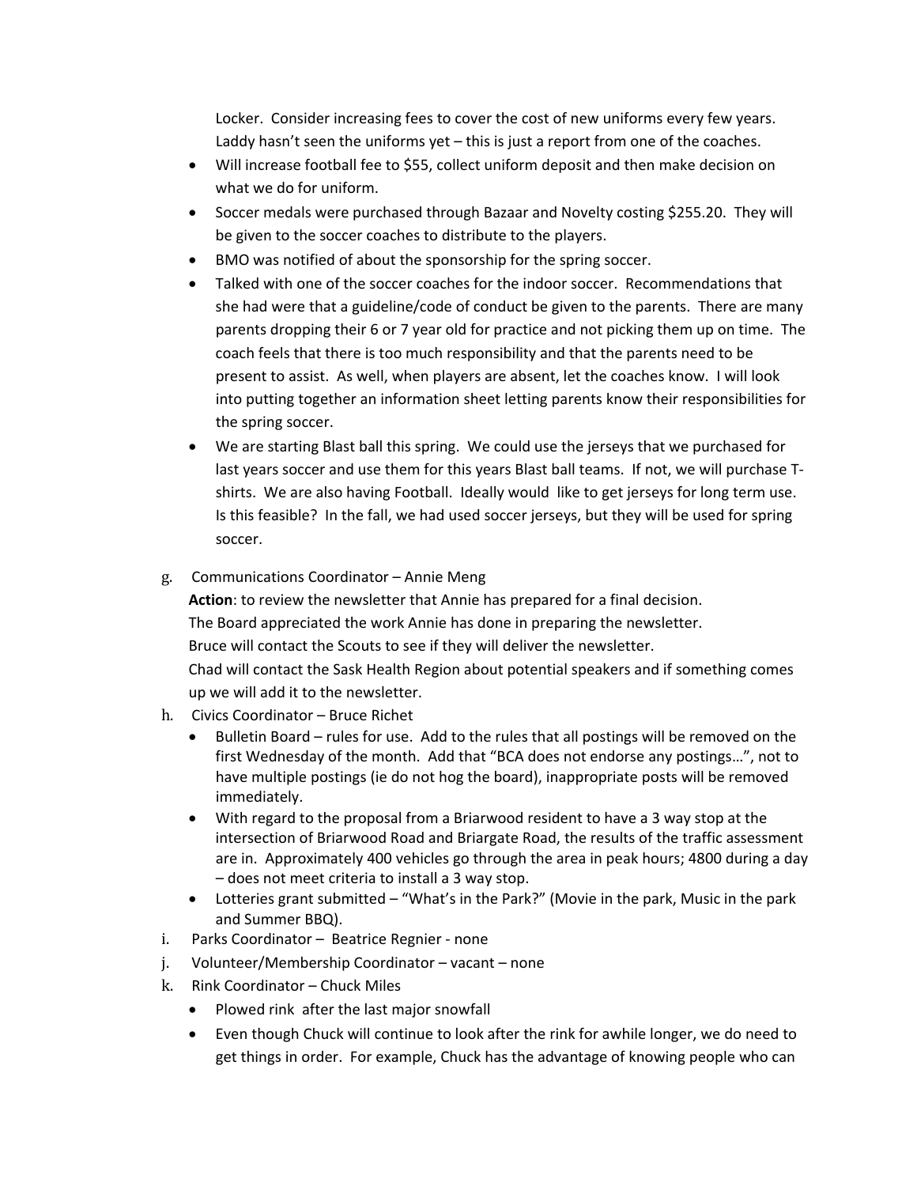Locker. Consider increasing fees to cover the cost of new uniforms every few years. Laddy hasn't seen the uniforms yet – this is just a report from one of the coaches.

- Will increase football fee to $55, collect uniform deposit and then make decision on what we do for uniform.
- Soccer medals were purchased through Bazaar and Novelty costing $255.20. They will be given to the soccer coaches to distribute to the players.
- BMO was notified of about the sponsorship for the spring soccer.
- Talked with one of the soccer coaches for the indoor soccer. Recommendations that she had were that a guideline/code of conduct be given to the parents. There are many parents dropping their 6 or 7 year old for practice and not picking them up on time. The coach feels that there is too much responsibility and that the parents need to be present to assist. As well, when players are absent, let the coaches know. I will look into putting together an information sheet letting parents know their responsibilities for the spring soccer.
- We are starting Blast ball this spring. We could use the jerseys that we purchased for last years soccer and use them for this years Blast ball teams. If not, we will purchase T-shirts. We are also having Football. Ideally would like to get jerseys for long term use. Is this feasible? In the fall, we had used soccer jerseys, but they will be used for spring soccer.

g. Communications Coordinator – Annie Meng

**Action**: to review the newsletter that Annie has prepared for a final decision.
The Board appreciated the work Annie has done in preparing the newsletter.
Bruce will contact the Scouts to see if they will deliver the newsletter.
Chad will contact the Sask Health Region about potential speakers and if something comes up we will add it to the newsletter.

h. Civics Coordinator – Bruce Richet

- Bulletin Board – rules for use. Add to the rules that all postings will be removed on the first Wednesday of the month. Add that "BCA does not endorse any postings…", not to have multiple postings (ie do not hog the board), inappropriate posts will be removed immediately.
- With regard to the proposal from a Briarwood resident to have a 3 way stop at the intersection of Briarwood Road and Briargate Road, the results of the traffic assessment are in. Approximately 400 vehicles go through the area in peak hours; 4800 during a day – does not meet criteria to install a 3 way stop.
- Lotteries grant submitted – "What's in the Park?" (Movie in the park, Music in the park and Summer BBQ).

i. Parks Coordinator – Beatrice Regnier - none

j. Volunteer/Membership Coordinator – vacant – none

k. Rink Coordinator – Chuck Miles

- Plowed rink after the last major snowfall
- Even though Chuck will continue to look after the rink for awhile longer, we do need to get things in order. For example, Chuck has the advantage of knowing people who can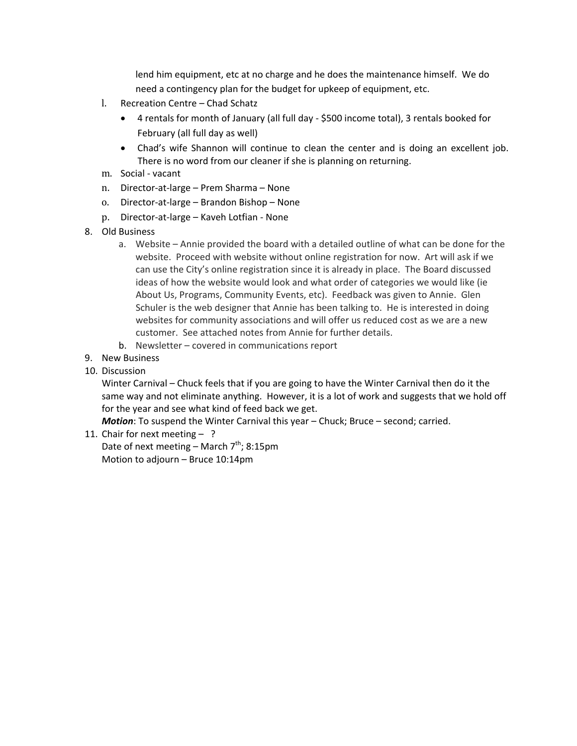lend him equipment, etc at no charge and he does the maintenance himself. We do need a contingency plan for the budget for upkeep of equipment, etc.

l. Recreation Centre – Chad Schatz
   - 4 rentals for month of January (all full day - $500 income total), 3 rentals booked for February (all full day as well)
   - Chad's wife Shannon will continue to clean the center and is doing an excellent job. There is no word from our cleaner if she is planning on returning.

m. Social - vacant

n. Director-at-large – Prem Sharma – None

o. Director-at-large – Brandon Bishop – None

p. Director-at-large – Kaveh Lotfian - None

8. Old Business
   a. Website – Annie provided the board with a detailed outline of what can be done for the website. Proceed with website without online registration for now. Art will ask if we can use the City's online registration since it is already in place. The Board discussed ideas of how the website would look and what order of categories we would like (ie About Us, Programs, Community Events, etc). Feedback was given to Annie. Glen Schuler is the web designer that Annie has been talking to. He is interested in doing websites for community associations and will offer us reduced cost as we are a new customer. See attached notes from Annie for further details.
   b. Newsletter – covered in communications report
9. New Business
10. Discussion

    Winter Carnival – Chuck feels that if you are going to have the Winter Carnival then do it the same way and not eliminate anything. However, it is a lot of work and suggests that we hold off for the year and see what kind of feed back we get.

    ***Motion***: To suspend the Winter Carnival this year – Chuck; Bruce – second; carried.
11. Chair for next meeting – ?

    Date of next meeting – March 7th; 8:15pm

    Motion to adjourn – Bruce 10:14pm